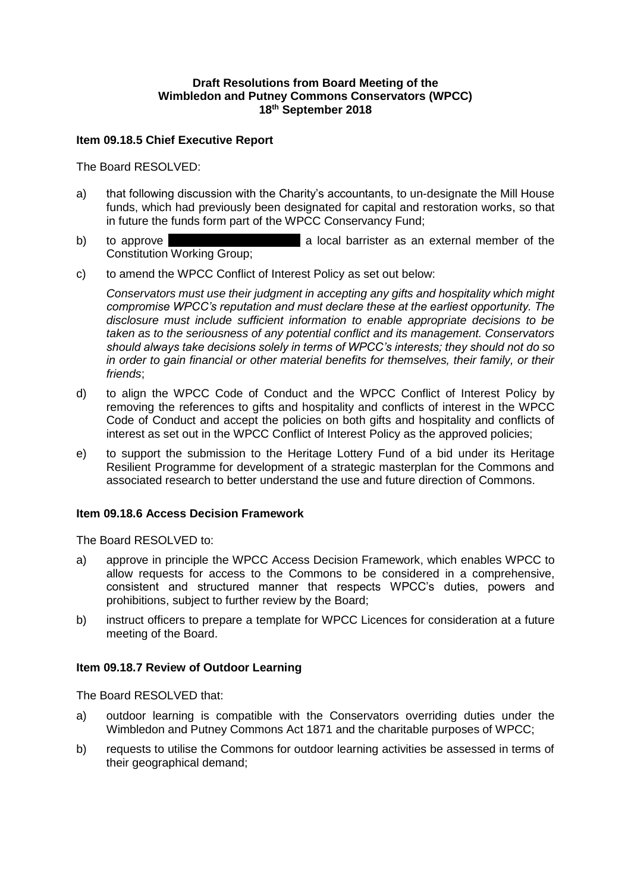**Draft Resolutions from Board Meeting of the Wimbledon and Putney Commons Conservators (WPCC) 18th September 2018**

**Item 09.18.5 Chief Executive Report**

The Board RESOLVED:

a) that following discussion with the Charity's accountants, to un-designate the Mill House funds, which had previously been designated for capital and restoration works, so that in future the funds form part of the WPCC Conservancy Fund;

b) to approve [redacted] a local barrister as an external member of the Constitution Working Group;

c) to amend the WPCC Conflict of Interest Policy as set out below:

   *Conservators must use their judgment in accepting any gifts and hospitality which might compromise WPCC's reputation and must declare these at the earliest opportunity. The disclosure must include sufficient information to enable appropriate decisions to be taken as to the seriousness of any potential conflict and its management. Conservators should always take decisions solely in terms of WPCC's interests; they should not do so in order to gain financial or other material benefits for themselves, their family, or their friends*;

d) to align the WPCC Code of Conduct and the WPCC Conflict of Interest Policy by removing the references to gifts and hospitality and conflicts of interest in the WPCC Code of Conduct and accept the policies on both gifts and hospitality and conflicts of interest as set out in the WPCC Conflict of Interest Policy as the approved policies;

e) to support the submission to the Heritage Lottery Fund of a bid under its Heritage Resilient Programme for development of a strategic masterplan for the Commons and associated research to better understand the use and future direction of Commons.

**Item 09.18.6 Access Decision Framework**

The Board RESOLVED to:

a) approve in principle the WPCC Access Decision Framework, which enables WPCC to allow requests for access to the Commons to be considered in a comprehensive, consistent and structured manner that respects WPCC's duties, powers and prohibitions, subject to further review by the Board;

b) instruct officers to prepare a template for WPCC Licences for consideration at a future meeting of the Board.

**Item 09.18.7 Review of Outdoor Learning**

The Board RESOLVED that:

a) outdoor learning is compatible with the Conservators overriding duties under the Wimbledon and Putney Commons Act 1871 and the charitable purposes of WPCC;

b) requests to utilise the Commons for outdoor learning activities be assessed in terms of their geographical demand;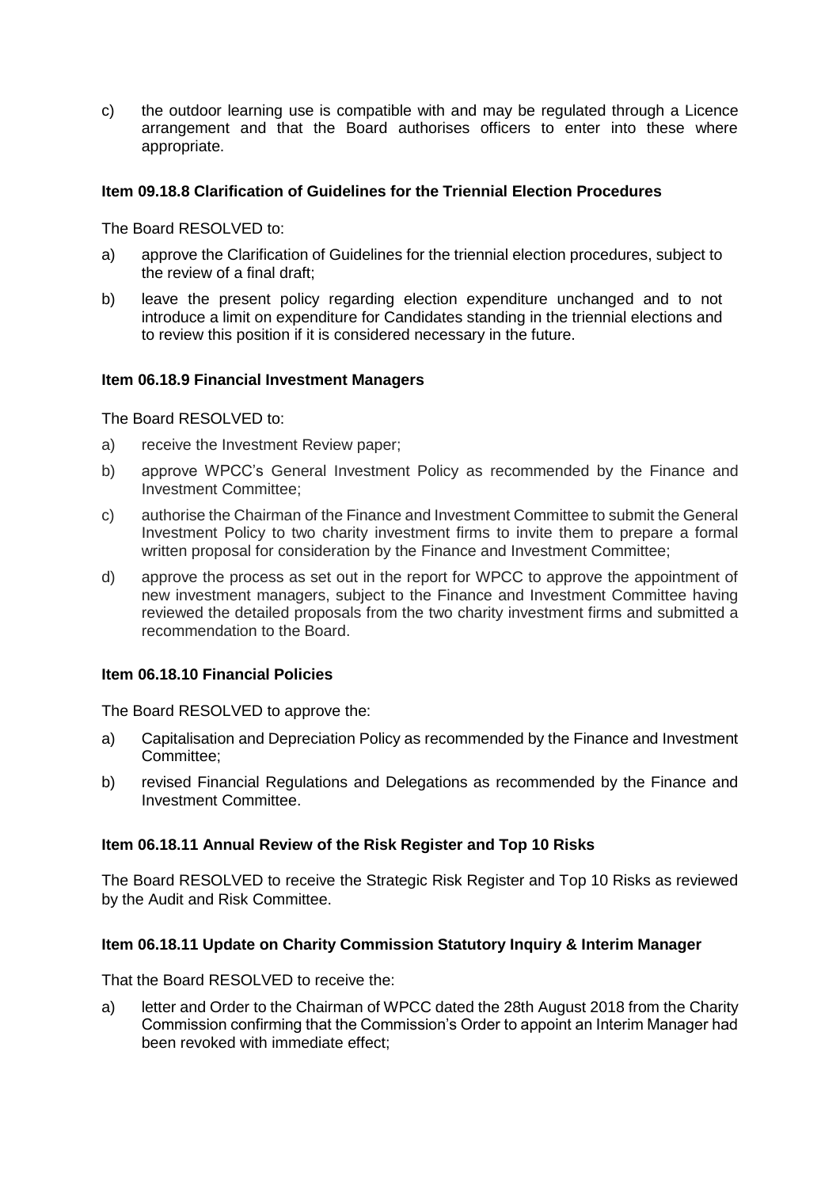c) the outdoor learning use is compatible with and may be regulated through a Licence arrangement and that the Board authorises officers to enter into these where appropriate.

**Item 09.18.8 Clarification of Guidelines for the Triennial Election Procedures**

The Board RESOLVED to:

a) approve the Clarification of Guidelines for the triennial election procedures, subject to the review of a final draft;

b) leave the present policy regarding election expenditure unchanged and to not introduce a limit on expenditure for Candidates standing in the triennial elections and to review this position if it is considered necessary in the future.

**Item 06.18.9 Financial Investment Managers**

The Board RESOLVED to:

a) receive the Investment Review paper;

b) approve WPCC's General Investment Policy as recommended by the Finance and Investment Committee;

c) authorise the Chairman of the Finance and Investment Committee to submit the General Investment Policy to two charity investment firms to invite them to prepare a formal written proposal for consideration by the Finance and Investment Committee;

d) approve the process as set out in the report for WPCC to approve the appointment of new investment managers, subject to the Finance and Investment Committee having reviewed the detailed proposals from the two charity investment firms and submitted a recommendation to the Board.

**Item 06.18.10 Financial Policies**

The Board RESOLVED to approve the:

a) Capitalisation and Depreciation Policy as recommended by the Finance and Investment Committee;

b) revised Financial Regulations and Delegations as recommended by the Finance and Investment Committee.

**Item 06.18.11 Annual Review of the Risk Register and Top 10 Risks**

The Board RESOLVED to receive the Strategic Risk Register and Top 10 Risks as reviewed by the Audit and Risk Committee.

**Item 06.18.11 Update on Charity Commission Statutory Inquiry & Interim Manager**

That the Board RESOLVED to receive the:

a) letter and Order to the Chairman of WPCC dated the 28th August 2018 from the Charity Commission confirming that the Commission's Order to appoint an Interim Manager had been revoked with immediate effect;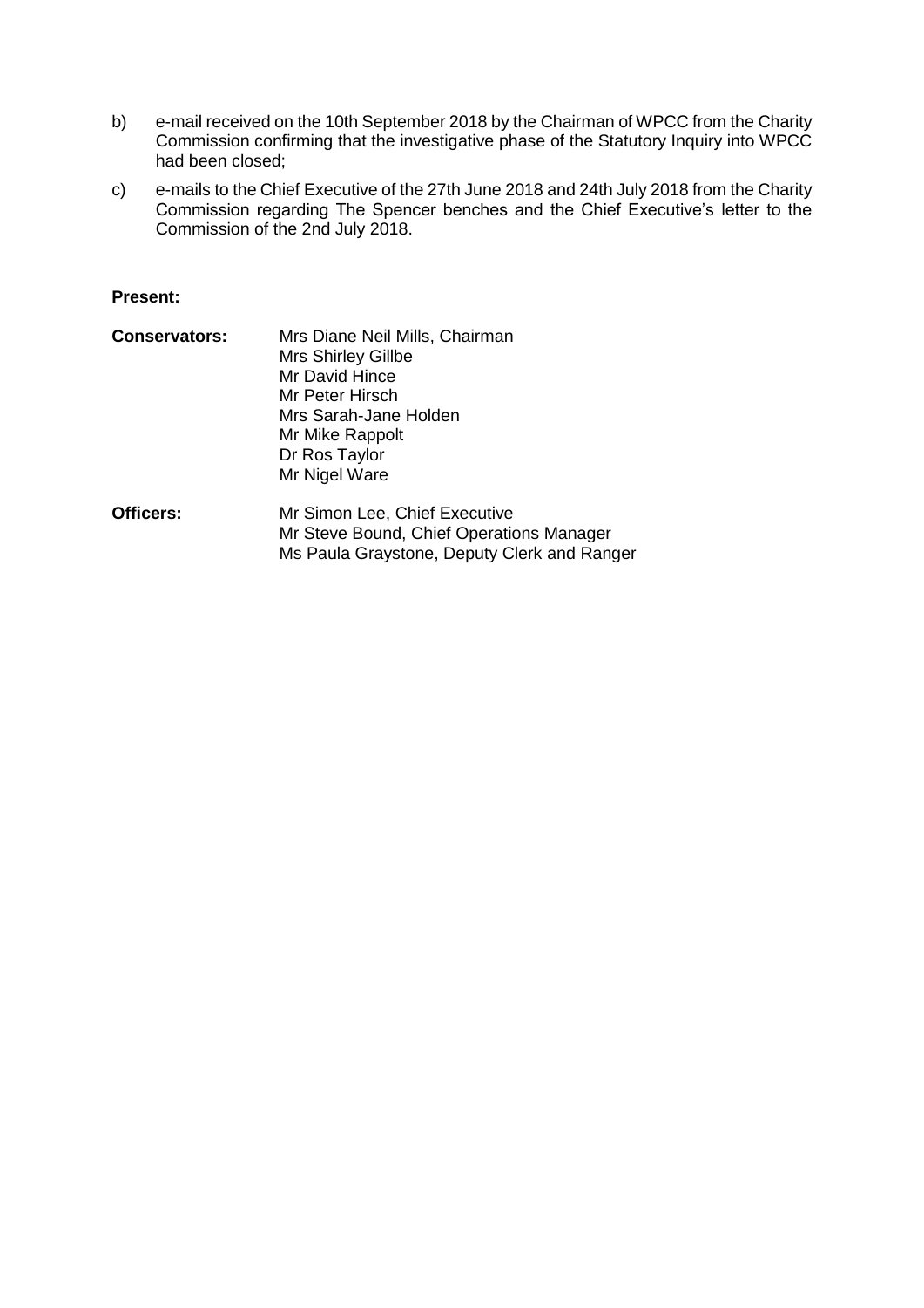b) e-mail received on the 10th September 2018 by the Chairman of WPCC from the Charity Commission confirming that the investigative phase of the Statutory Inquiry into WPCC had been closed;

c) e-mails to the Chief Executive of the 27th June 2018 and 24th July 2018 from the Charity Commission regarding The Spencer benches and the Chief Executive's letter to the Commission of the 2nd July 2018.

**Present:**

| | |
|---|---|
| **Conservators:** | Mrs Diane Neil Mills, Chairman<br>Mrs Shirley Gillbe<br>Mr David Hince<br>Mr Peter Hirsch<br>Mrs Sarah-Jane Holden<br>Mr Mike Rappolt<br>Dr Ros Taylor<br>Mr Nigel Ware |
| **Officers:** | Mr Simon Lee, Chief Executive<br>Mr Steve Bound, Chief Operations Manager<br>Ms Paula Graystone, Deputy Clerk and Ranger |